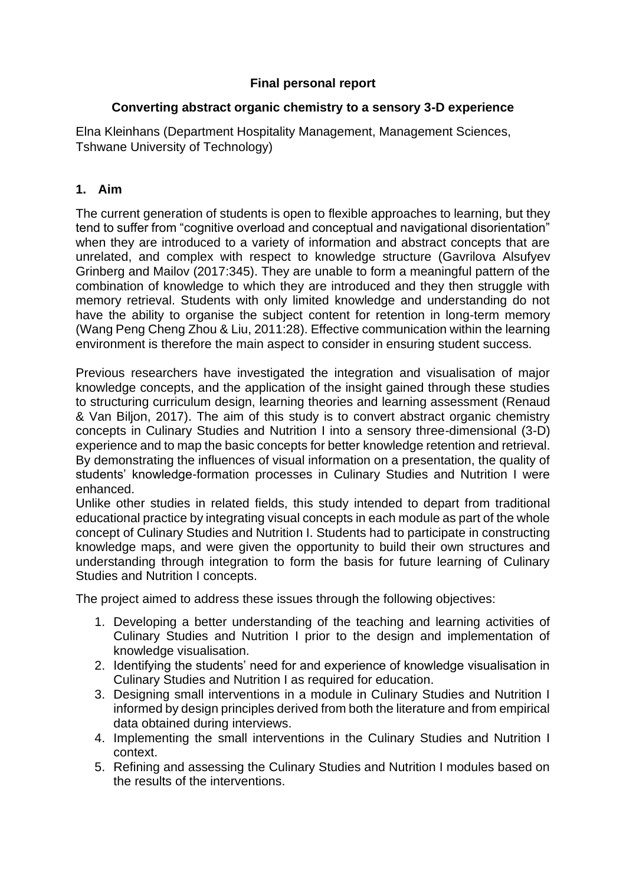**Final personal report**

**Converting abstract organic chemistry to a sensory 3-D experience**

Elna Kleinhans (Department Hospitality Management, Management Sciences, Tshwane University of Technology)

## 1. Aim

The current generation of students is open to flexible approaches to learning, but they tend to suffer from "cognitive overload and conceptual and navigational disorientation" when they are introduced to a variety of information and abstract concepts that are unrelated, and complex with respect to knowledge structure (Gavrilova Alsufyev Grinberg and Mailov (2017:345). They are unable to form a meaningful pattern of the combination of knowledge to which they are introduced and they then struggle with memory retrieval. Students with only limited knowledge and understanding do not have the ability to organise the subject content for retention in long-term memory (Wang Peng Cheng Zhou & Liu, 2011:28). Effective communication within the learning environment is therefore the main aspect to consider in ensuring student success.

Previous researchers have investigated the integration and visualisation of major knowledge concepts, and the application of the insight gained through these studies to structuring curriculum design, learning theories and learning assessment (Renaud & Van Biljon, 2017). The aim of this study is to convert abstract organic chemistry concepts in Culinary Studies and Nutrition I into a sensory three-dimensional (3-D) experience and to map the basic concepts for better knowledge retention and retrieval. By demonstrating the influences of visual information on a presentation, the quality of students' knowledge-formation processes in Culinary Studies and Nutrition I were enhanced.

Unlike other studies in related fields, this study intended to depart from traditional educational practice by integrating visual concepts in each module as part of the whole concept of Culinary Studies and Nutrition I. Students had to participate in constructing knowledge maps, and were given the opportunity to build their own structures and understanding through integration to form the basis for future learning of Culinary Studies and Nutrition I concepts.

The project aimed to address these issues through the following objectives:

1. Developing a better understanding of the teaching and learning activities of Culinary Studies and Nutrition I prior to the design and implementation of knowledge visualisation.
2. Identifying the students' need for and experience of knowledge visualisation in Culinary Studies and Nutrition I as required for education.
3. Designing small interventions in a module in Culinary Studies and Nutrition I informed by design principles derived from both the literature and from empirical data obtained during interviews.
4. Implementing the small interventions in the Culinary Studies and Nutrition I context.
5. Refining and assessing the Culinary Studies and Nutrition I modules based on the results of the interventions.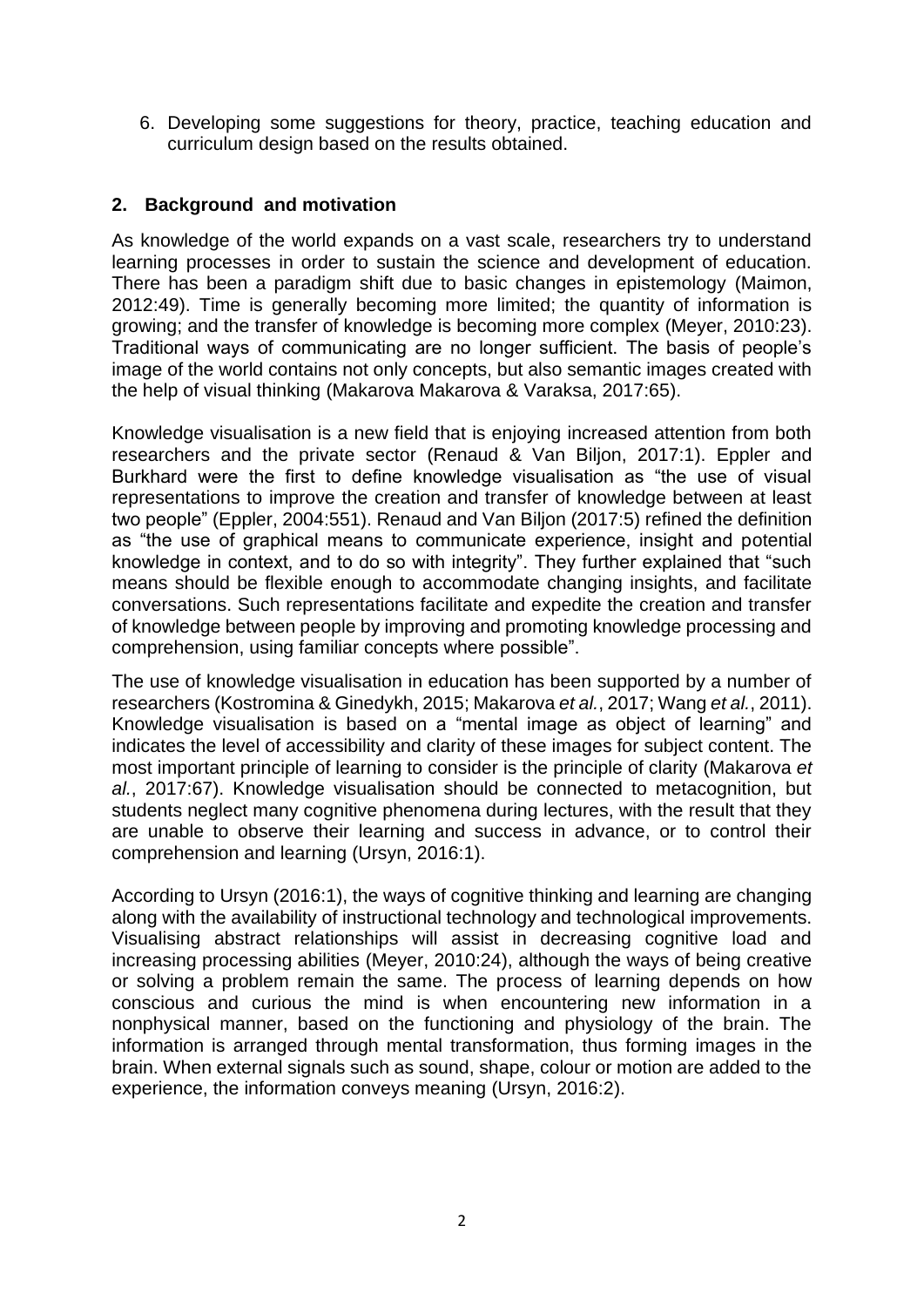6. Developing some suggestions for theory, practice, teaching education and curriculum design based on the results obtained.

## 2. Background and motivation

As knowledge of the world expands on a vast scale, researchers try to understand learning processes in order to sustain the science and development of education. There has been a paradigm shift due to basic changes in epistemology (Maimon, 2012:49). Time is generally becoming more limited; the quantity of information is growing; and the transfer of knowledge is becoming more complex (Meyer, 2010:23). Traditional ways of communicating are no longer sufficient. The basis of people's image of the world contains not only concepts, but also semantic images created with the help of visual thinking (Makarova Makarova & Varaksa, 2017:65).

Knowledge visualisation is a new field that is enjoying increased attention from both researchers and the private sector (Renaud & Van Biljon, 2017:1). Eppler and Burkhard were the first to define knowledge visualisation as "the use of visual representations to improve the creation and transfer of knowledge between at least two people" (Eppler, 2004:551). Renaud and Van Biljon (2017:5) refined the definition as "the use of graphical means to communicate experience, insight and potential knowledge in context, and to do so with integrity". They further explained that "such means should be flexible enough to accommodate changing insights, and facilitate conversations. Such representations facilitate and expedite the creation and transfer of knowledge between people by improving and promoting knowledge processing and comprehension, using familiar concepts where possible".

The use of knowledge visualisation in education has been supported by a number of researchers (Kostromina & Ginedykh, 2015; Makarova *et al.*, 2017; Wang *et al.*, 2011). Knowledge visualisation is based on a "mental image as object of learning" and indicates the level of accessibility and clarity of these images for subject content. The most important principle of learning to consider is the principle of clarity (Makarova *et al.*, 2017:67). Knowledge visualisation should be connected to metacognition, but students neglect many cognitive phenomena during lectures, with the result that they are unable to observe their learning and success in advance, or to control their comprehension and learning (Ursyn, 2016:1).

According to Ursyn (2016:1), the ways of cognitive thinking and learning are changing along with the availability of instructional technology and technological improvements. Visualising abstract relationships will assist in decreasing cognitive load and increasing processing abilities (Meyer, 2010:24), although the ways of being creative or solving a problem remain the same. The process of learning depends on how conscious and curious the mind is when encountering new information in a nonphysical manner, based on the functioning and physiology of the brain. The information is arranged through mental transformation, thus forming images in the brain. When external signals such as sound, shape, colour or motion are added to the experience, the information conveys meaning (Ursyn, 2016:2).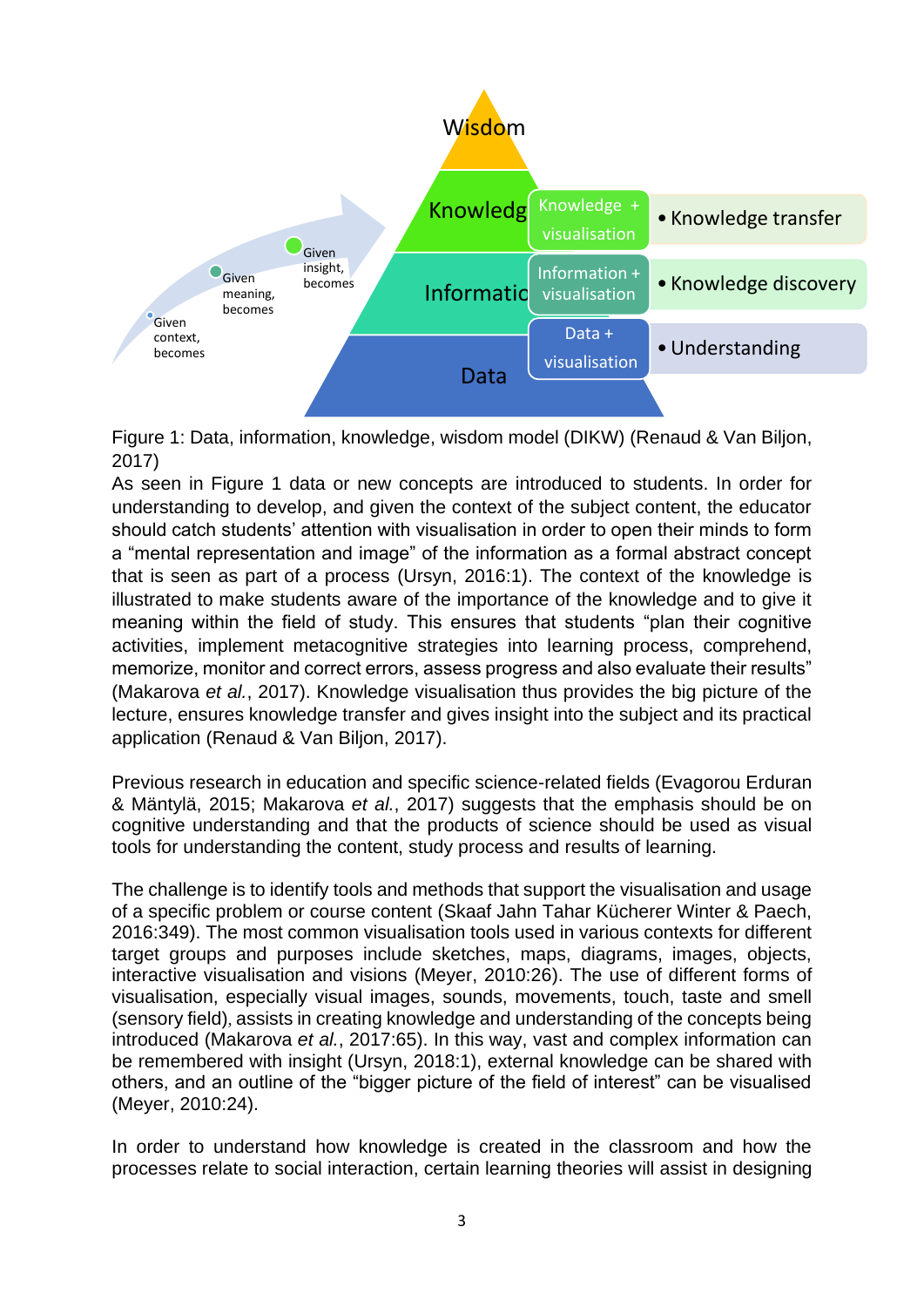Wisdom

Knowledg

Informatic

Data

Knowledge + visualisation

Information + visualisation

Data + visualisation

• Knowledge transfer

• Knowledge discovery

• Understanding

Given context, becomes

Given meaning, becomes

Given insight, becomes

Figure 1: Data, information, knowledge, wisdom model (DIKW) (Renaud & Van Biljon, 2017)

As seen in Figure 1 data or new concepts are introduced to students. In order for understanding to develop, and given the context of the subject content, the educator should catch students' attention with visualisation in order to open their minds to form a "mental representation and image" of the information as a formal abstract concept that is seen as part of a process (Ursyn, 2016:1). The context of the knowledge is illustrated to make students aware of the importance of the knowledge and to give it meaning within the field of study. This ensures that students "plan their cognitive activities, implement metacognitive strategies into learning process, comprehend, memorize, monitor and correct errors, assess progress and also evaluate their results" (Makarova *et al.*, 2017). Knowledge visualisation thus provides the big picture of the lecture, ensures knowledge transfer and gives insight into the subject and its practical application (Renaud & Van Biljon, 2017).

Previous research in education and specific science-related fields (Evagorou Erduran & Mäntylä, 2015; Makarova *et al.*, 2017) suggests that the emphasis should be on cognitive understanding and that the products of science should be used as visual tools for understanding the content, study process and results of learning.

The challenge is to identify tools and methods that support the visualisation and usage of a specific problem or course content (Skaaf Jahn Tahar Kücherer Winter & Paech, 2016:349). The most common visualisation tools used in various contexts for different target groups and purposes include sketches, maps, diagrams, images, objects, interactive visualisation and visions (Meyer, 2010:26). The use of different forms of visualisation, especially visual images, sounds, movements, touch, taste and smell (sensory field), assists in creating knowledge and understanding of the concepts being introduced (Makarova *et al.*, 2017:65). In this way, vast and complex information can be remembered with insight (Ursyn, 2018:1), external knowledge can be shared with others, and an outline of the "bigger picture of the field of interest" can be visualised (Meyer, 2010:24).

In order to understand how knowledge is created in the classroom and how the processes relate to social interaction, certain learning theories will assist in designing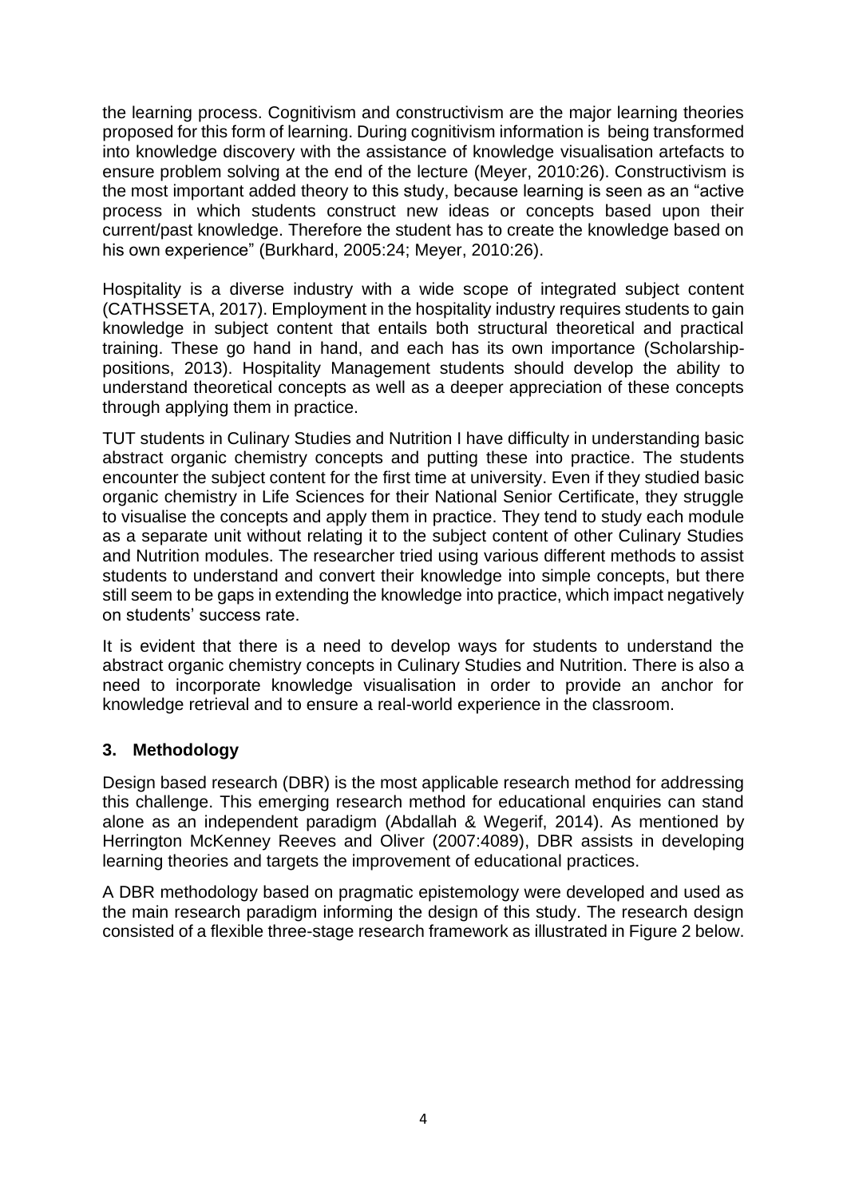the learning process. Cognitivism and constructivism are the major learning theories proposed for this form of learning. During cognitivism information is being transformed into knowledge discovery with the assistance of knowledge visualisation artefacts to ensure problem solving at the end of the lecture (Meyer, 2010:26). Constructivism is the most important added theory to this study, because learning is seen as an "active process in which students construct new ideas or concepts based upon their current/past knowledge. Therefore the student has to create the knowledge based on his own experience" (Burkhard, 2005:24; Meyer, 2010:26).

Hospitality is a diverse industry with a wide scope of integrated subject content (CATHSSETA, 2017). Employment in the hospitality industry requires students to gain knowledge in subject content that entails both structural theoretical and practical training. These go hand in hand, and each has its own importance (Scholarship-positions, 2013). Hospitality Management students should develop the ability to understand theoretical concepts as well as a deeper appreciation of these concepts through applying them in practice.

TUT students in Culinary Studies and Nutrition I have difficulty in understanding basic abstract organic chemistry concepts and putting these into practice. The students encounter the subject content for the first time at university. Even if they studied basic organic chemistry in Life Sciences for their National Senior Certificate, they struggle to visualise the concepts and apply them in practice. They tend to study each module as a separate unit without relating it to the subject content of other Culinary Studies and Nutrition modules. The researcher tried using various different methods to assist students to understand and convert their knowledge into simple concepts, but there still seem to be gaps in extending the knowledge into practice, which impact negatively on students' success rate.

It is evident that there is a need to develop ways for students to understand the abstract organic chemistry concepts in Culinary Studies and Nutrition. There is also a need to incorporate knowledge visualisation in order to provide an anchor for knowledge retrieval and to ensure a real-world experience in the classroom.

## 3. Methodology

Design based research (DBR) is the most applicable research method for addressing this challenge. This emerging research method for educational enquiries can stand alone as an independent paradigm (Abdallah & Wegerif, 2014). As mentioned by Herrington McKenney Reeves and Oliver (2007:4089), DBR assists in developing learning theories and targets the improvement of educational practices.

A DBR methodology based on pragmatic epistemology were developed and used as the main research paradigm informing the design of this study. The research design consisted of a flexible three-stage research framework as illustrated in Figure 2 below.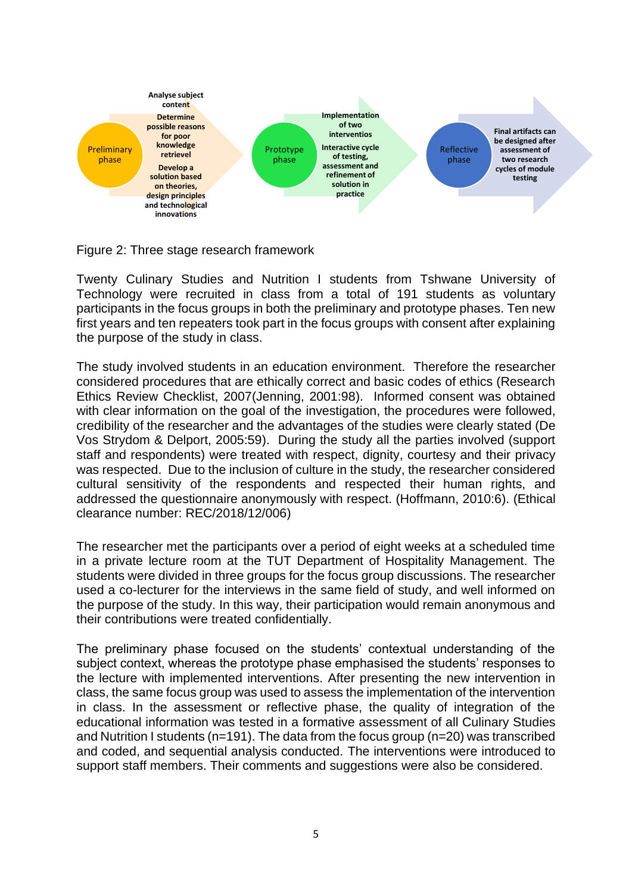Preliminary phase

**Analyse subject content**

**Determine possible reasons for poor knowledge retrievel**

**Develop a solution based on theories, design principles and technological innovations**

Prototype phase

**Implementation of two interventios**

**Interactive cycle of testing, assessment and refinement of solution in practice**

Reflective phase

**Final artifacts can be designed after assessment of two research cycles of module testing**

Figure 2: Three stage research framework

Twenty Culinary Studies and Nutrition I students from Tshwane University of Technology were recruited in class from a total of 191 students as voluntary participants in the focus groups in both the preliminary and prototype phases. Ten new first years and ten repeaters took part in the focus groups with consent after explaining the purpose of the study in class.

The study involved students in an education environment. Therefore the researcher considered procedures that are ethically correct and basic codes of ethics (Research Ethics Review Checklist, 2007(Jenning, 2001:98). Informed consent was obtained with clear information on the goal of the investigation, the procedures were followed, credibility of the researcher and the advantages of the studies were clearly stated (De Vos Strydom & Delport, 2005:59). During the study all the parties involved (support staff and respondents) were treated with respect, dignity, courtesy and their privacy was respected. Due to the inclusion of culture in the study, the researcher considered cultural sensitivity of the respondents and respected their human rights, and addressed the questionnaire anonymously with respect. (Hoffmann, 2010:6). (Ethical clearance number: REC/2018/12/006)

The researcher met the participants over a period of eight weeks at a scheduled time in a private lecture room at the TUT Department of Hospitality Management. The students were divided in three groups for the focus group discussions. The researcher used a co-lecturer for the interviews in the same field of study, and well informed on the purpose of the study. In this way, their participation would remain anonymous and their contributions were treated confidentially.

The preliminary phase focused on the students' contextual understanding of the subject context, whereas the prototype phase emphasised the students' responses to the lecture with implemented interventions. After presenting the new intervention in class, the same focus group was used to assess the implementation of the intervention in class. In the assessment or reflective phase, the quality of integration of the educational information was tested in a formative assessment of all Culinary Studies and Nutrition I students (n=191). The data from the focus group (n=20) was transcribed and coded, and sequential analysis conducted. The interventions were introduced to support staff members. Their comments and suggestions were also be considered.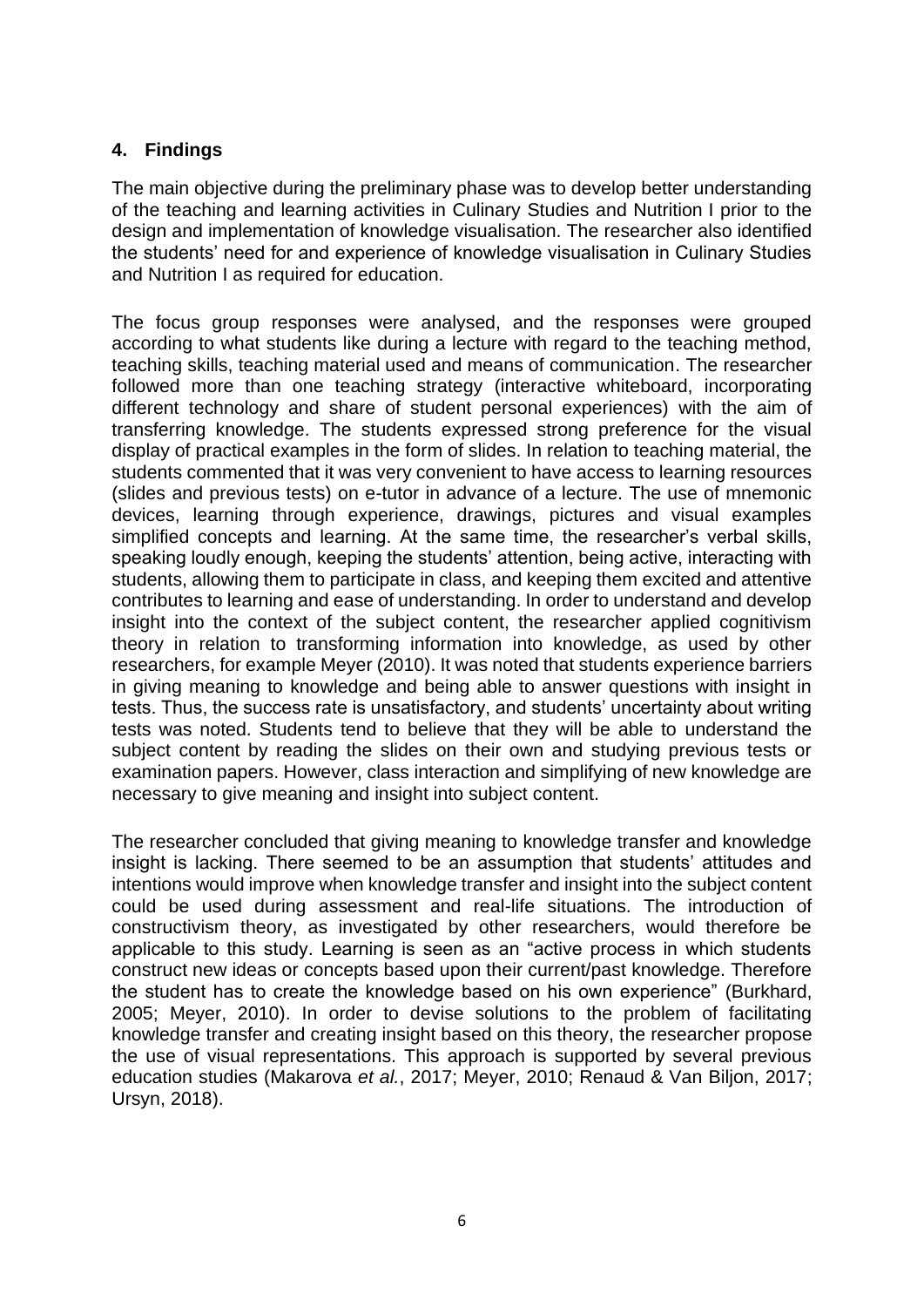## 4. Findings

The main objective during the preliminary phase was to develop better understanding of the teaching and learning activities in Culinary Studies and Nutrition I prior to the design and implementation of knowledge visualisation. The researcher also identified the students' need for and experience of knowledge visualisation in Culinary Studies and Nutrition I as required for education.

The focus group responses were analysed, and the responses were grouped according to what students like during a lecture with regard to the teaching method, teaching skills, teaching material used and means of communication. The researcher followed more than one teaching strategy (interactive whiteboard, incorporating different technology and share of student personal experiences) with the aim of transferring knowledge. The students expressed strong preference for the visual display of practical examples in the form of slides. In relation to teaching material, the students commented that it was very convenient to have access to learning resources (slides and previous tests) on e-tutor in advance of a lecture. The use of mnemonic devices, learning through experience, drawings, pictures and visual examples simplified concepts and learning. At the same time, the researcher's verbal skills, speaking loudly enough, keeping the students' attention, being active, interacting with students, allowing them to participate in class, and keeping them excited and attentive contributes to learning and ease of understanding. In order to understand and develop insight into the context of the subject content, the researcher applied cognitivism theory in relation to transforming information into knowledge, as used by other researchers, for example Meyer (2010). It was noted that students experience barriers in giving meaning to knowledge and being able to answer questions with insight in tests. Thus, the success rate is unsatisfactory, and students' uncertainty about writing tests was noted. Students tend to believe that they will be able to understand the subject content by reading the slides on their own and studying previous tests or examination papers. However, class interaction and simplifying of new knowledge are necessary to give meaning and insight into subject content.

The researcher concluded that giving meaning to knowledge transfer and knowledge insight is lacking. There seemed to be an assumption that students' attitudes and intentions would improve when knowledge transfer and insight into the subject content could be used during assessment and real-life situations. The introduction of constructivism theory, as investigated by other researchers, would therefore be applicable to this study. Learning is seen as an "active process in which students construct new ideas or concepts based upon their current/past knowledge. Therefore the student has to create the knowledge based on his own experience" (Burkhard, 2005; Meyer, 2010). In order to devise solutions to the problem of facilitating knowledge transfer and creating insight based on this theory, the researcher propose the use of visual representations. This approach is supported by several previous education studies (Makarova *et al.*, 2017; Meyer, 2010; Renaud & Van Biljon, 2017; Ursyn, 2018).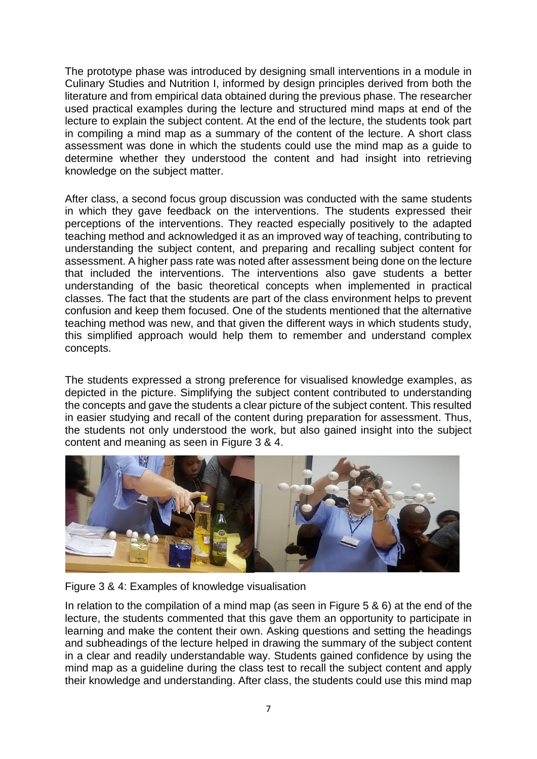The prototype phase was introduced by designing small interventions in a module in Culinary Studies and Nutrition I, informed by design principles derived from both the literature and from empirical data obtained during the previous phase. The researcher used practical examples during the lecture and structured mind maps at end of the lecture to explain the subject content. At the end of the lecture, the students took part in compiling a mind map as a summary of the content of the lecture. A short class assessment was done in which the students could use the mind map as a guide to determine whether they understood the content and had insight into retrieving knowledge on the subject matter.

After class, a second focus group discussion was conducted with the same students in which they gave feedback on the interventions. The students expressed their perceptions of the interventions. They reacted especially positively to the adapted teaching method and acknowledged it as an improved way of teaching, contributing to understanding the subject content, and preparing and recalling subject content for assessment. A higher pass rate was noted after assessment being done on the lecture that included the interventions. The interventions also gave students a better understanding of the basic theoretical concepts when implemented in practical classes. The fact that the students are part of the class environment helps to prevent confusion and keep them focused. One of the students mentioned that the alternative teaching method was new, and that given the different ways in which students study, this simplified approach would help them to remember and understand complex concepts.

The students expressed a strong preference for visualised knowledge examples, as depicted in the picture. Simplifying the subject content contributed to understanding the concepts and gave the students a clear picture of the subject content. This resulted in easier studying and recall of the content during preparation for assessment. Thus, the students not only understood the work, but also gained insight into the subject content and meaning as seen in Figure 3 & 4.

Figure 3 & 4: Examples of knowledge visualisation

In relation to the compilation of a mind map (as seen in Figure 5 & 6) at the end of the lecture, the students commented that this gave them an opportunity to participate in learning and make the content their own. Asking questions and setting the headings and subheadings of the lecture helped in drawing the summary of the subject content in a clear and readily understandable way. Students gained confidence by using the mind map as a guideline during the class test to recall the subject content and apply their knowledge and understanding. After class, the students could use this mind map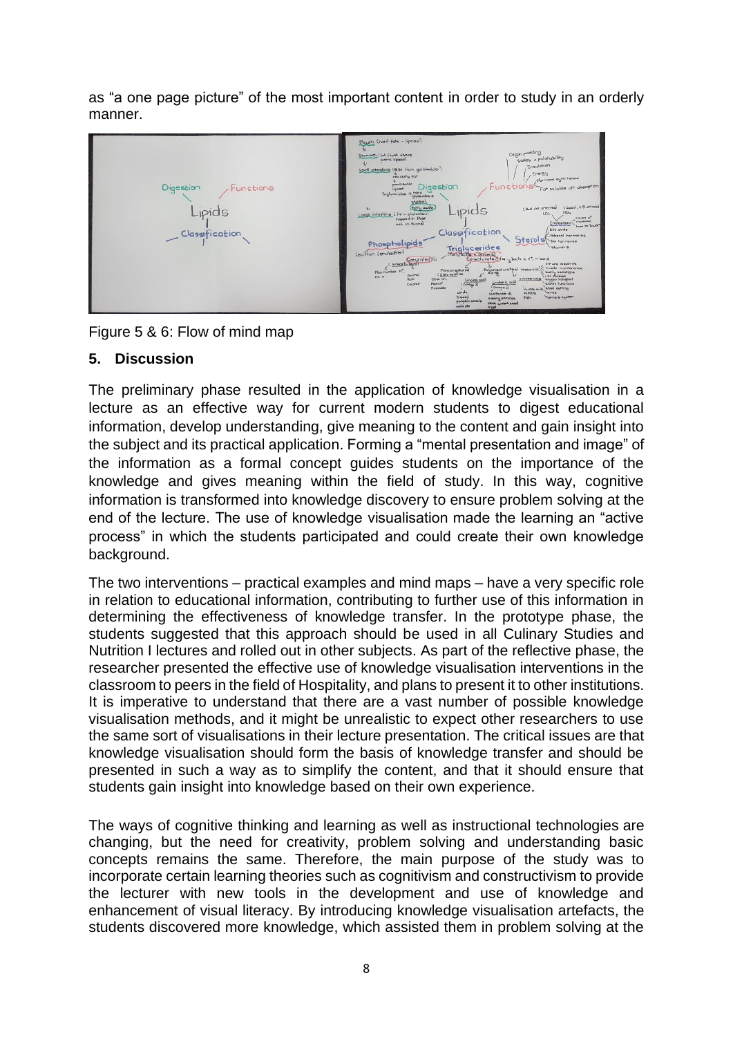as "a one page picture" of the most important content in order to study in an orderly manner.

Figure 5 & 6: Flow of mind map

## 5. Discussion

The preliminary phase resulted in the application of knowledge visualisation in a lecture as an effective way for current modern students to digest educational information, develop understanding, give meaning to the content and gain insight into the subject and its practical application. Forming a "mental presentation and image" of the information as a formal concept guides students on the importance of the knowledge and gives meaning within the field of study. In this way, cognitive information is transformed into knowledge discovery to ensure problem solving at the end of the lecture. The use of knowledge visualisation made the learning an "active process" in which the students participated and could create their own knowledge background.

The two interventions – practical examples and mind maps – have a very specific role in relation to educational information, contributing to further use of this information in determining the effectiveness of knowledge transfer. In the prototype phase, the students suggested that this approach should be used in all Culinary Studies and Nutrition I lectures and rolled out in other subjects. As part of the reflective phase, the researcher presented the effective use of knowledge visualisation interventions in the classroom to peers in the field of Hospitality, and plans to present it to other institutions. It is imperative to understand that there are a vast number of possible knowledge visualisation methods, and it might be unrealistic to expect other researchers to use the same sort of visualisations in their lecture presentation. The critical issues are that knowledge visualisation should form the basis of knowledge transfer and should be presented in such a way as to simplify the content, and that it should ensure that students gain insight into knowledge based on their own experience.

The ways of cognitive thinking and learning as well as instructional technologies are changing, but the need for creativity, problem solving and understanding basic concepts remains the same. Therefore, the main purpose of the study was to incorporate certain learning theories such as cognitivism and constructivism to provide the lecturer with new tools in the development and use of knowledge and enhancement of visual literacy. By introducing knowledge visualisation artefacts, the students discovered more knowledge, which assisted them in problem solving at the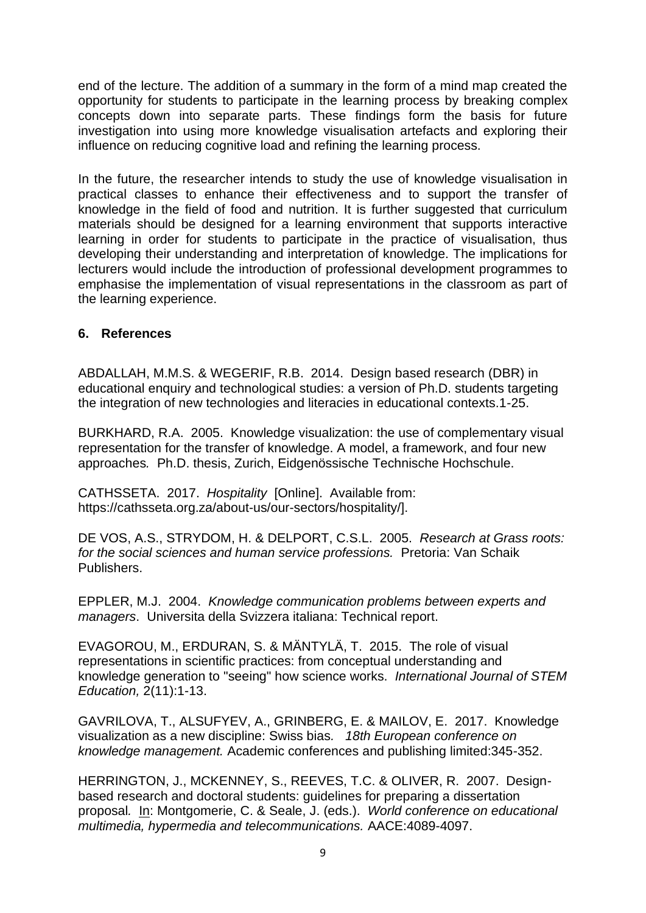end of the lecture. The addition of a summary in the form of a mind map created the opportunity for students to participate in the learning process by breaking complex concepts down into separate parts. These findings form the basis for future investigation into using more knowledge visualisation artefacts and exploring their influence on reducing cognitive load and refining the learning process.

In the future, the researcher intends to study the use of knowledge visualisation in practical classes to enhance their effectiveness and to support the transfer of knowledge in the field of food and nutrition. It is further suggested that curriculum materials should be designed for a learning environment that supports interactive learning in order for students to participate in the practice of visualisation, thus developing their understanding and interpretation of knowledge. The implications for lecturers would include the introduction of professional development programmes to emphasise the implementation of visual representations in the classroom as part of the learning experience.

## 6. References

ABDALLAH, M.M.S. & WEGERIF, R.B. 2014. Design based research (DBR) in educational enquiry and technological studies: a version of Ph.D. students targeting the integration of new technologies and literacies in educational contexts.1-25.

BURKHARD, R.A. 2005. Knowledge visualization: the use of complementary visual representation for the transfer of knowledge. A model, a framework, and four new approaches*.* Ph.D. thesis, Zurich, Eidgenössische Technische Hochschule.

CATHSSETA. 2017. *Hospitality* [Online]. Available from: https://cathsseta.org.za/about-us/our-sectors/hospitality/].

DE VOS, A.S., STRYDOM, H. & DELPORT, C.S.L. 2005. *Research at Grass roots: for the social sciences and human service professions.* Pretoria: Van Schaik Publishers.

EPPLER, M.J. 2004. *Knowledge communication problems between experts and managers*. Universita della Svizzera italiana: Technical report.

EVAGOROU, M., ERDURAN, S. & MÄNTYLÄ, T. 2015. The role of visual representations in scientific practices: from conceptual understanding and knowledge generation to "seeing" how science works. *International Journal of STEM Education, 2*(11):1-13.

GAVRILOVA, T., ALSUFYEV, A., GRINBERG, E. & MAILOV, E. 2017. Knowledge visualization as a new discipline: Swiss bias*. 18th European conference on knowledge management.* Academic conferences and publishing limited:345-352.

HERRINGTON, J., MCKENNEY, S., REEVES, T.C. & OLIVER, R. 2007. Design-based research and doctoral students: guidelines for preparing a dissertation proposal*.* In: Montgomerie, C. & Seale, J. (eds.). *World conference on educational multimedia, hypermedia and telecommunications.* AACE:4089-4097.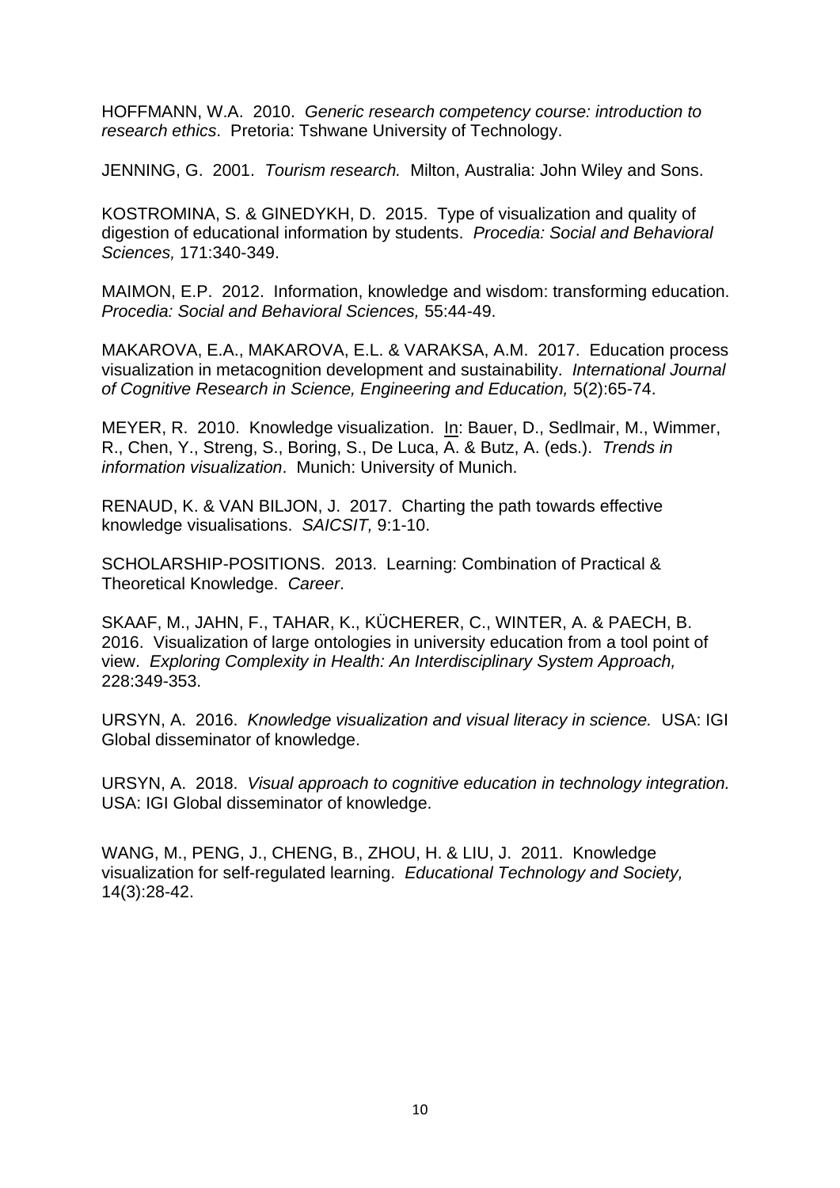HOFFMANN, W.A. 2010. *Generic research competency course: introduction to research ethics*. Pretoria: Tshwane University of Technology.

JENNING, G. 2001. *Tourism research.* Milton, Australia: John Wiley and Sons.

KOSTROMINA, S. & GINEDYKH, D. 2015. Type of visualization and quality of digestion of educational information by students. *Procedia: Social and Behavioral Sciences,* 171:340-349.

MAIMON, E.P. 2012. Information, knowledge and wisdom: transforming education. *Procedia: Social and Behavioral Sciences,* 55:44-49.

MAKAROVA, E.A., MAKAROVA, E.L. & VARAKSA, A.M. 2017. Education process visualization in metacognition development and sustainability. *International Journal of Cognitive Research in Science, Engineering and Education,* 5(2):65-74.

MEYER, R. 2010. Knowledge visualization. In: Bauer, D., Sedlmair, M., Wimmer, R., Chen, Y., Streng, S., Boring, S., De Luca, A. & Butz, A. (eds.). *Trends in information visualization*. Munich: University of Munich.

RENAUD, K. & VAN BILJON, J. 2017. Charting the path towards effective knowledge visualisations. *SAICSIT,* 9:1-10.

SCHOLARSHIP-POSITIONS. 2013. Learning: Combination of Practical & Theoretical Knowledge. *Career*.

SKAAF, M., JAHN, F., TAHAR, K., KÜCHERER, C., WINTER, A. & PAECH, B. 2016. Visualization of large ontologies in university education from a tool point of view. *Exploring Complexity in Health: An Interdisciplinary System Approach,* 228:349-353.

URSYN, A. 2016. *Knowledge visualization and visual literacy in science.* USA: IGI Global disseminator of knowledge.

URSYN, A. 2018. *Visual approach to cognitive education in technology integration.* USA: IGI Global disseminator of knowledge.

WANG, M., PENG, J., CHENG, B., ZHOU, H. & LIU, J. 2011. Knowledge visualization for self-regulated learning. *Educational Technology and Society,* 14(3):28-42.